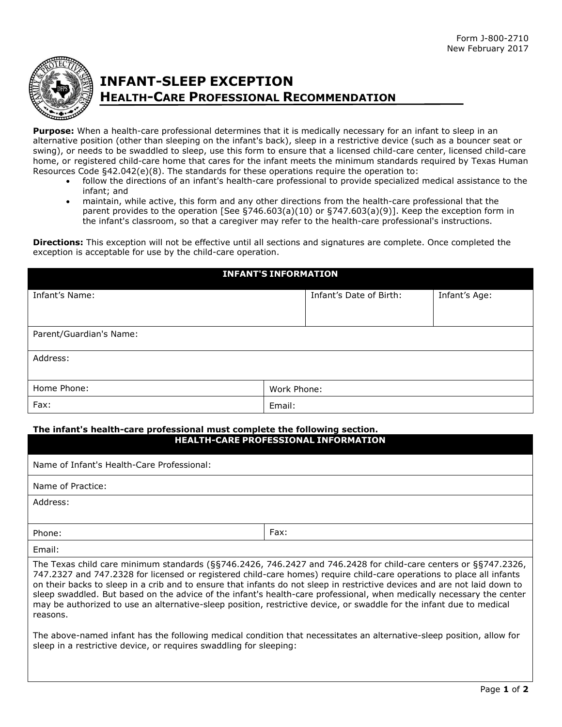Form J-800-2710
New February 2017

# INFANT-SLEEP EXCEPTION

## HEALTH-CARE PROFESSIONAL RECOMMENDATION

**Purpose:** When a health-care professional determines that it is medically necessary for an infant to sleep in an alternative position (other than sleeping on the infant's back), sleep in a restrictive device (such as a bouncer seat or swing), or needs to be swaddled to sleep, use this form to ensure that a licensed child-care center, licensed child-care home, or registered child-care home that cares for the infant meets the minimum standards required by Texas Human Resources Code §42.042(e)(8). The standards for these operations require the operation to:

- follow the directions of an infant's health-care professional to provide specialized medical assistance to the infant; and
- maintain, while active, this form and any other directions from the health-care professional that the parent provides to the operation [See §746.603(a)(10) or §747.603(a)(9)]. Keep the exception form in the infant's classroom, so that a caregiver may refer to the health-care professional's instructions.

**Directions:** This exception will not be effective until all sections and signatures are complete. Once completed the exception is acceptable for use by the child-care operation.

| INFANT'S INFORMATION | | |
|---|---|---|
| Infant's Name: | Infant's Date of Birth: | Infant's Age: |
| Parent/Guardian's Name: | | |
| Address: | | |
| Home Phone: | Work Phone: | |
| Fax: | Email: | |

**The infant's health-care professional must complete the following section.**

| HEALTH-CARE PROFESSIONAL INFORMATION | |
|---|---|
| Name of Infant's Health-Care Professional: | |
| Name of Practice: | |
| Address: | |
| Phone: | Fax: |
| Email: | |

The Texas child care minimum standards (§§746.2426, 746.2427 and 746.2428 for child-care centers or §§747.2326, 747.2327 and 747.2328 for licensed or registered child-care homes) require child-care operations to place all infants on their backs to sleep in a crib and to ensure that infants do not sleep in restrictive devices and are not laid down to sleep swaddled. But based on the advice of the infant's health-care professional, when medically necessary the center may be authorized to use an alternative-sleep position, restrictive device, or swaddle for the infant due to medical reasons.

The above-named infant has the following medical condition that necessitates an alternative-sleep position, allow for sleep in a restrictive device, or requires swaddling for sleeping: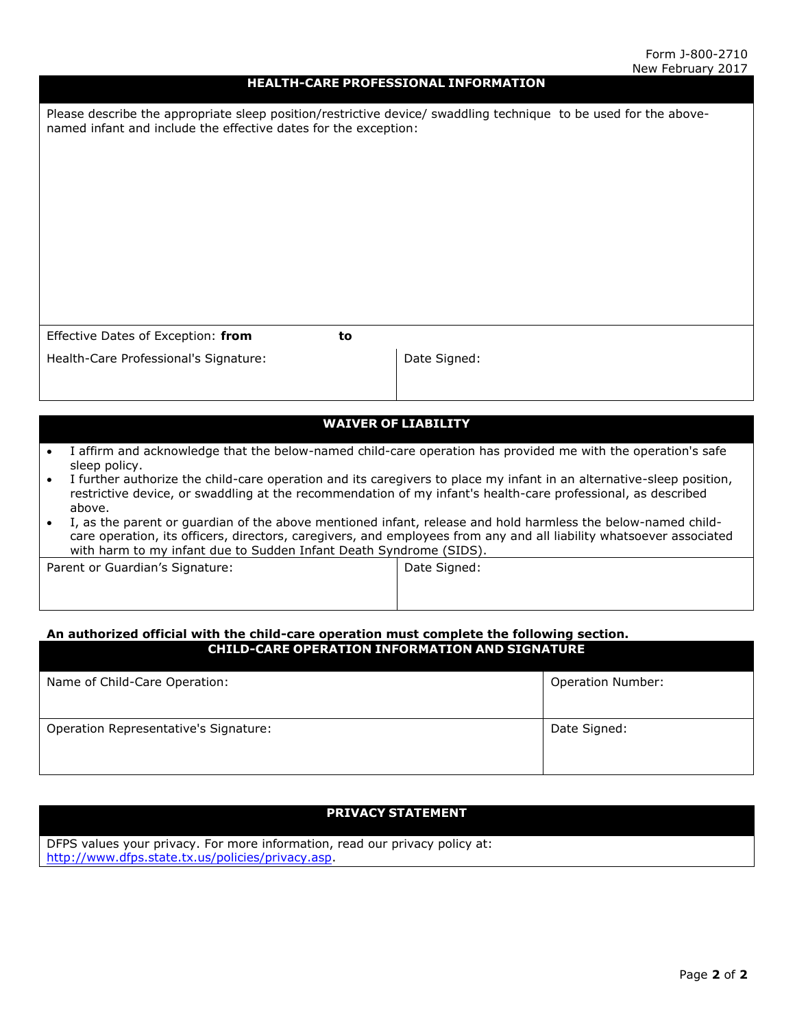Form J-800-2710
New February 2017

## HEALTH-CARE PROFESSIONAL INFORMATION

Please describe the appropriate sleep position/restrictive device/ swaddling technique to be used for the above-named infant and include the effective dates for the exception:

Effective Dates of Exception: **from** **to**

| | |
|---|---|
| Health-Care Professional's Signature: | Date Signed: |

## WAIVER OF LIABILITY

- I affirm and acknowledge that the below-named child-care operation has provided me with the operation's safe sleep policy.
- I further authorize the child-care operation and its caregivers to place my infant in an alternative-sleep position, restrictive device, or swaddling at the recommendation of my infant's health-care professional, as described above.
- I, as the parent or guardian of the above mentioned infant, release and hold harmless the below-named child-care operation, its officers, directors, caregivers, and employees from any and all liability whatsoever associated with harm to my infant due to Sudden Infant Death Syndrome (SIDS).

| | |
|---|---|
| Parent or Guardian's Signature: | Date Signed: |

**An authorized official with the child-care operation must complete the following section.**

## CHILD-CARE OPERATION INFORMATION AND SIGNATURE

| | |
|---|---|
| Name of Child-Care Operation: | Operation Number: |
| Operation Representative's Signature: | Date Signed: |

## PRIVACY STATEMENT

DFPS values your privacy. For more information, read our privacy policy at: http://www.dfps.state.tx.us/policies/privacy.asp.